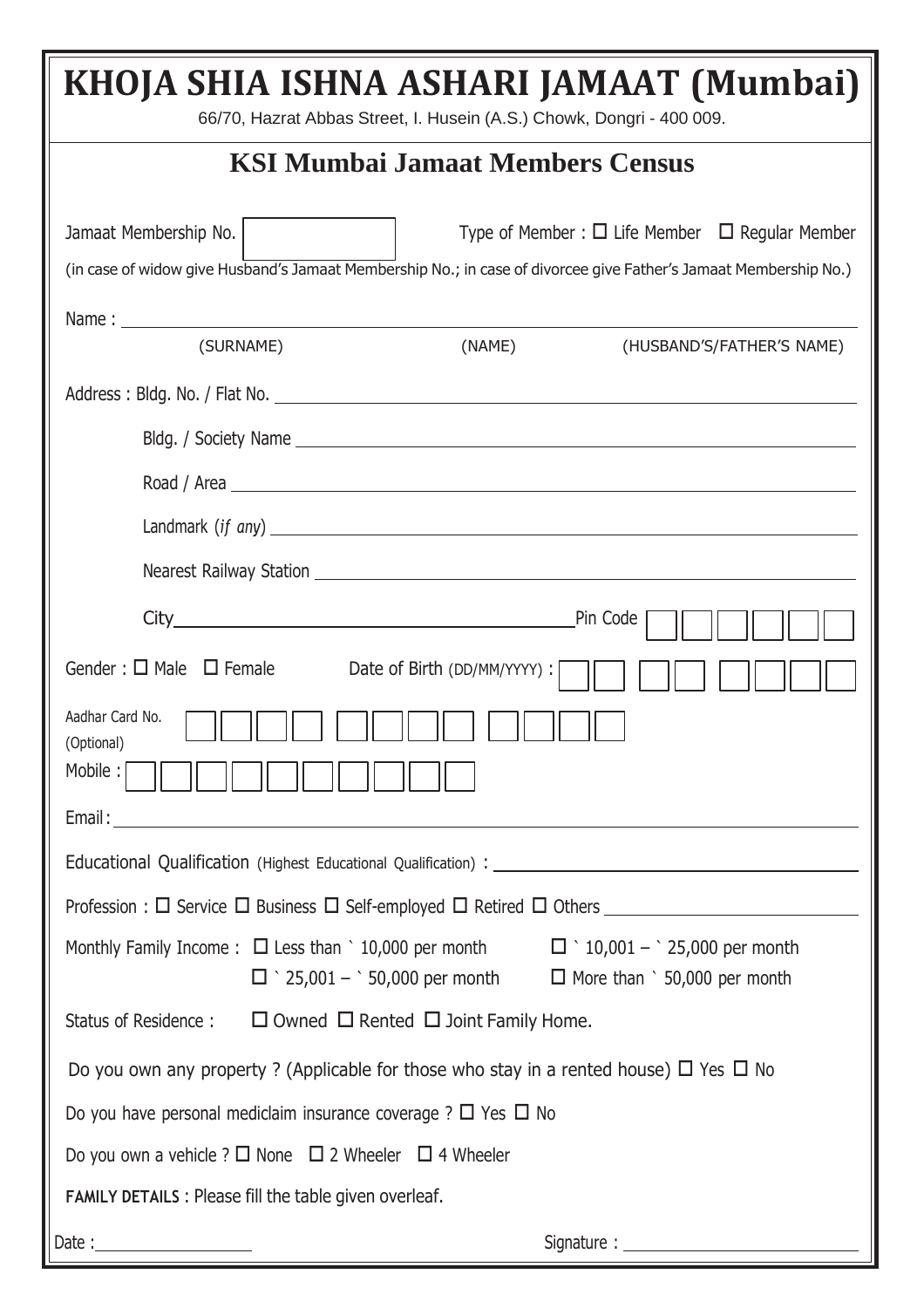# KHOJA SHIA ISHNA ASHARI JAMAAT (Mumbai)

66/70, Hazrat Abbas Street, I. Husein (A.S.) Chowk, Dongri - 400 009.

## KSI Mumbai Jamaat Members Census

Jamaat Membership No. ______________ Type of Member : ☐ Life Member ☐ Regular Member

(in case of widow give Husband's Jamaat Membership No.; in case of divorcee give Father's Jamaat Membership No.)

Name : ______________________________________________

(SURNAME) (NAME) (HUSBAND'S/FATHER'S NAME)

Address : Bldg. No. / Flat No. ______________________________

Bldg. / Society Name ______________________________

Road / Area ______________________________

Landmark (*if any*) ______________________________

Nearest Railway Station ______________________________

City ______________________________ Pin Code ☐☐☐☐☐☐

Gender : ☐ Male ☐ Female Date of Birth (DD/MM/YYYY) : ☐☐ ☐☐ ☐☐☐☐

Aadhar Card No. (Optional) ☐☐☐☐ ☐☐☐☐ ☐☐☐☐

Mobile : ☐☐☐☐☐☐☐☐☐☐

Email: ______________________________

Educational Qualification (Highest Educational Qualification) : ______________________________

Profession : ☐ Service ☐ Business ☐ Self-employed ☐ Retired ☐ Others ______________

Monthly Family Income : ☐ Less than ` 10,000 per month ☐ ` 10,001 – ` 25,000 per month ☐ ` 25,001 – ` 50,000 per month ☐ More than ` 50,000 per month

Status of Residence : ☐ Owned ☐ Rented ☐ Joint Family Home.

Do you own any property ? (Applicable for those who stay in a rented house) ☐ Yes ☐ No

Do you have personal mediclaim insurance coverage ? ☐ Yes ☐ No

Do you own a vehicle ? ☐ None ☐ 2 Wheeler ☐ 4 Wheeler

**FAMILY DETAILS** : Please fill the table given overleaf.

Date : ______________ Signature : ______________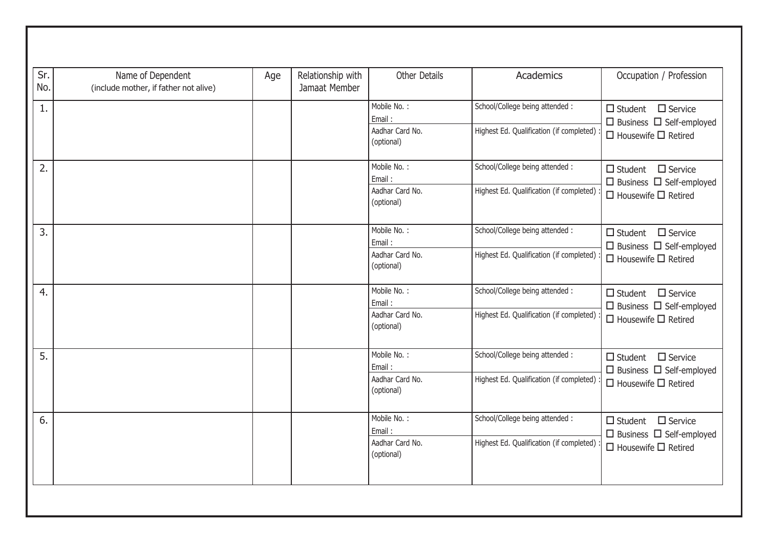| Sr. No. | Name of Dependent (include mother, if father not alive) | Age | Relationship with Jamaat Member | Other Details | Academics | Occupation / Profession |
|---|---|---|---|---|---|---|
| 1. | | | | Mobile No. :<br>Email :<br>Aadhar Card No. (optional) | School/College being attended :<br>Highest Ed. Qualification (if completed) : | ☐ Student ☐ Service<br>☐ Business ☐ Self-employed<br>☐ Housewife ☐ Retired |
| 2. | | | | Mobile No. :<br>Email :<br>Aadhar Card No. (optional) | School/College being attended :<br>Highest Ed. Qualification (if completed) : | ☐ Student ☐ Service<br>☐ Business ☐ Self-employed<br>☐ Housewife ☐ Retired |
| 3. | | | | Mobile No. :<br>Email :<br>Aadhar Card No. (optional) | School/College being attended :<br>Highest Ed. Qualification (if completed) : | ☐ Student ☐ Service<br>☐ Business ☐ Self-employed<br>☐ Housewife ☐ Retired |
| 4. | | | | Mobile No. :<br>Email :<br>Aadhar Card No. (optional) | School/College being attended :<br>Highest Ed. Qualification (if completed) : | ☐ Student ☐ Service<br>☐ Business ☐ Self-employed<br>☐ Housewife ☐ Retired |
| 5. | | | | Mobile No. :<br>Email :<br>Aadhar Card No. (optional) | School/College being attended :<br>Highest Ed. Qualification (if completed) : | ☐ Student ☐ Service<br>☐ Business ☐ Self-employed<br>☐ Housewife ☐ Retired |
| 6. | | | | Mobile No. :<br>Email :<br>Aadhar Card No. (optional) | School/College being attended :<br>Highest Ed. Qualification (if completed) : | ☐ Student ☐ Service<br>☐ Business ☐ Self-employed<br>☐ Housewife ☐ Retired |